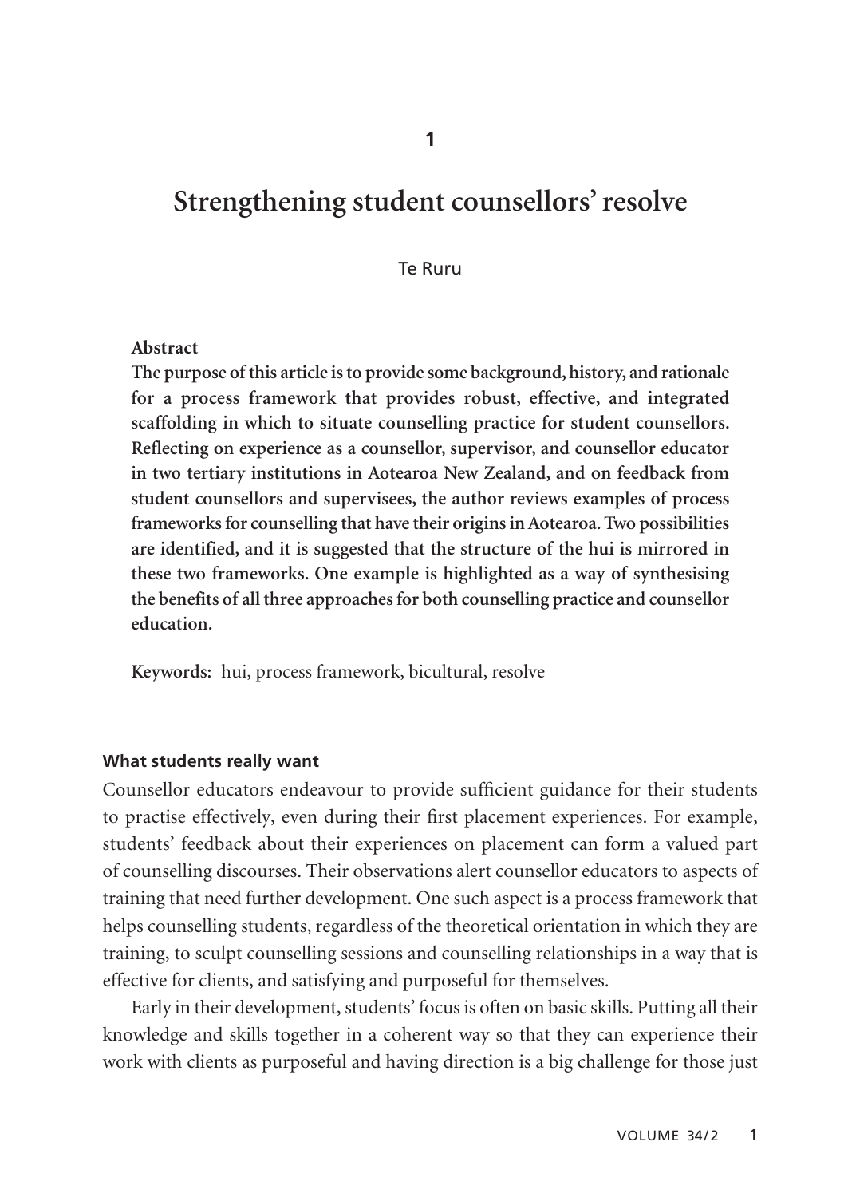# Strengthening student counsellors' resolve

Te Ruru

**Abstract**

**The purpose of this article is to provide some background, history, and rationale for a process framework that provides robust, effective, and integrated scaffolding in which to situate counselling practice for student counsellors. Reflecting on experience as a counsellor, supervisor, and counsellor educator in two tertiary institutions in Aotearoa New Zealand, and on feedback from student counsellors and supervisees, the author reviews examples of process frameworks for counselling that have their origins in Aotearoa. Two possibilities are identified, and it is suggested that the structure of the hui is mirrored in these two frameworks. One example is highlighted as a way of synthesising the benefits of all three approaches for both counselling practice and counsellor education.**

**Keywords:** hui, process framework, bicultural, resolve

## What students really want

Counsellor educators endeavour to provide sufficient guidance for their students to practise effectively, even during their first placement experiences. For example, students' feedback about their experiences on placement can form a valued part of counselling discourses. Their observations alert counsellor educators to aspects of training that need further development. One such aspect is a process framework that helps counselling students, regardless of the theoretical orientation in which they are training, to sculpt counselling sessions and counselling relationships in a way that is effective for clients, and satisfying and purposeful for themselves.

Early in their development, students' focus is often on basic skills. Putting all their knowledge and skills together in a coherent way so that they can experience their work with clients as purposeful and having direction is a big challenge for those just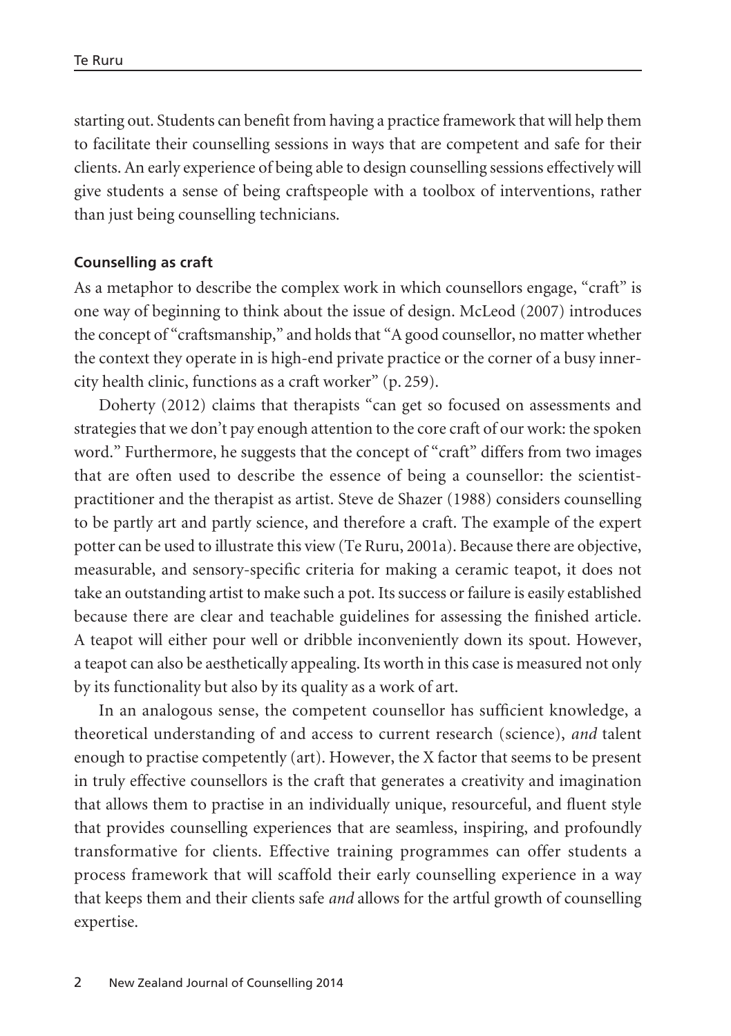starting out. Students can benefit from having a practice framework that will help them to facilitate their counselling sessions in ways that are competent and safe for their clients. An early experience of being able to design counselling sessions effectively will give students a sense of being craftspeople with a toolbox of interventions, rather than just being counselling technicians.

### Counselling as craft

As a metaphor to describe the complex work in which counsellors engage, "craft" is one way of beginning to think about the issue of design. McLeod (2007) introduces the concept of "craftsmanship," and holds that "A good counsellor, no matter whether the context they operate in is high-end private practice or the corner of a busy inner-city health clinic, functions as a craft worker" (p. 259).

Doherty (2012) claims that therapists "can get so focused on assessments and strategies that we don't pay enough attention to the core craft of our work: the spoken word." Furthermore, he suggests that the concept of "craft" differs from two images that are often used to describe the essence of being a counsellor: the scientist-practitioner and the therapist as artist. Steve de Shazer (1988) considers counselling to be partly art and partly science, and therefore a craft. The example of the expert potter can be used to illustrate this view (Te Ruru, 2001a). Because there are objective, measurable, and sensory-specific criteria for making a ceramic teapot, it does not take an outstanding artist to make such a pot. Its success or failure is easily established because there are clear and teachable guidelines for assessing the finished article. A teapot will either pour well or dribble inconveniently down its spout. However, a teapot can also be aesthetically appealing. Its worth in this case is measured not only by its functionality but also by its quality as a work of art.

In an analogous sense, the competent counsellor has sufficient knowledge, a theoretical understanding of and access to current research (science), *and* talent enough to practise competently (art). However, the X factor that seems to be present in truly effective counsellors is the craft that generates a creativity and imagination that allows them to practise in an individually unique, resourceful, and fluent style that provides counselling experiences that are seamless, inspiring, and profoundly transformative for clients. Effective training programmes can offer students a process framework that will scaffold their early counselling experience in a way that keeps them and their clients safe *and* allows for the artful growth of counselling expertise.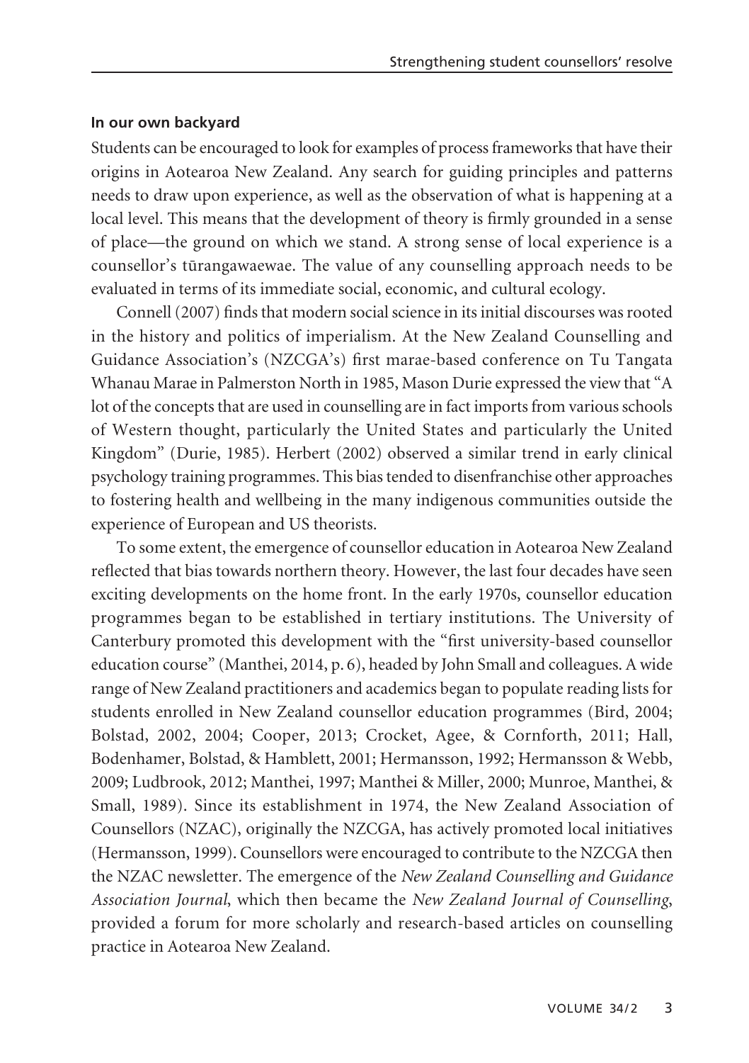**In our own backyard**

Students can be encouraged to look for examples of process frameworks that have their origins in Aotearoa New Zealand. Any search for guiding principles and patterns needs to draw upon experience, as well as the observation of what is happening at a local level. This means that the development of theory is firmly grounded in a sense of place—the ground on which we stand. A strong sense of local experience is a counsellor's tūrangawaewae. The value of any counselling approach needs to be evaluated in terms of its immediate social, economic, and cultural ecology.

Connell (2007) finds that modern social science in its initial discourses was rooted in the history and politics of imperialism. At the New Zealand Counselling and Guidance Association's (NZCGA's) first marae-based conference on Tu Tangata Whanau Marae in Palmerston North in 1985, Mason Durie expressed the view that "A lot of the concepts that are used in counselling are in fact imports from various schools of Western thought, particularly the United States and particularly the United Kingdom" (Durie, 1985). Herbert (2002) observed a similar trend in early clinical psychology training programmes. This bias tended to disenfranchise other approaches to fostering health and wellbeing in the many indigenous communities outside the experience of European and US theorists.

To some extent, the emergence of counsellor education in Aotearoa New Zealand reflected that bias towards northern theory. However, the last four decades have seen exciting developments on the home front. In the early 1970s, counsellor education programmes began to be established in tertiary institutions. The University of Canterbury promoted this development with the "first university-based counsellor education course" (Manthei, 2014, p. 6), headed by John Small and colleagues. A wide range of New Zealand practitioners and academics began to populate reading lists for students enrolled in New Zealand counsellor education programmes (Bird, 2004; Bolstad, 2002, 2004; Cooper, 2013; Crocket, Agee, & Cornforth, 2011; Hall, Bodenhamer, Bolstad, & Hamblett, 2001; Hermansson, 1992; Hermansson & Webb, 2009; Ludbrook, 2012; Manthei, 1997; Manthei & Miller, 2000; Munroe, Manthei, & Small, 1989). Since its establishment in 1974, the New Zealand Association of Counsellors (NZAC), originally the NZCGA, has actively promoted local initiatives (Hermansson, 1999). Counsellors were encouraged to contribute to the NZCGA then the NZAC newsletter. The emergence of the *New Zealand Counselling and Guidance Association Journal*, which then became the *New Zealand Journal of Counselling*, provided a forum for more scholarly and research-based articles on counselling practice in Aotearoa New Zealand.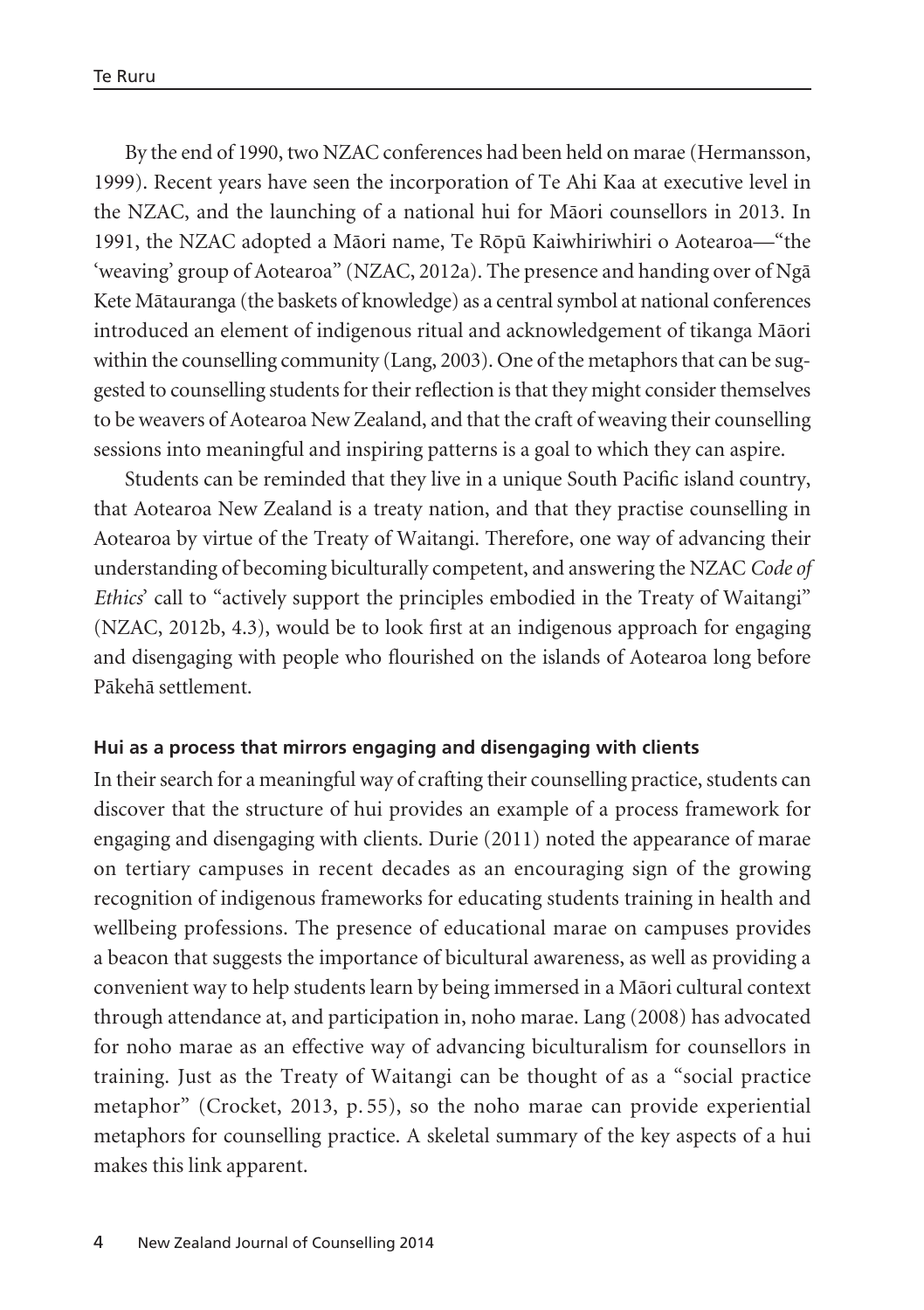By the end of 1990, two NZAC conferences had been held on marae (Hermansson, 1999). Recent years have seen the incorporation of Te Ahi Kaa at executive level in the NZAC, and the launching of a national hui for Māori counsellors in 2013. In 1991, the NZAC adopted a Māori name, Te Rōpū Kaiwhiriwhiri o Aotearoa—"the 'weaving' group of Aotearoa" (NZAC, 2012a). The presence and handing over of Ngā Kete Mātauranga (the baskets of knowledge) as a central symbol at national conferences introduced an element of indigenous ritual and acknowledgement of tikanga Māori within the counselling community (Lang, 2003). One of the metaphors that can be suggested to counselling students for their reflection is that they might consider themselves to be weavers of Aotearoa New Zealand, and that the craft of weaving their counselling sessions into meaningful and inspiring patterns is a goal to which they can aspire.

Students can be reminded that they live in a unique South Pacific island country, that Aotearoa New Zealand is a treaty nation, and that they practise counselling in Aotearoa by virtue of the Treaty of Waitangi. Therefore, one way of advancing their understanding of becoming biculturally competent, and answering the NZAC *Code of Ethics*' call to "actively support the principles embodied in the Treaty of Waitangi" (NZAC, 2012b, 4.3), would be to look first at an indigenous approach for engaging and disengaging with people who flourished on the islands of Aotearoa long before Pākehā settlement.

### Hui as a process that mirrors engaging and disengaging with clients

In their search for a meaningful way of crafting their counselling practice, students can discover that the structure of hui provides an example of a process framework for engaging and disengaging with clients. Durie (2011) noted the appearance of marae on tertiary campuses in recent decades as an encouraging sign of the growing recognition of indigenous frameworks for educating students training in health and wellbeing professions. The presence of educational marae on campuses provides a beacon that suggests the importance of bicultural awareness, as well as providing a convenient way to help students learn by being immersed in a Māori cultural context through attendance at, and participation in, noho marae. Lang (2008) has advocated for noho marae as an effective way of advancing biculturalism for counsellors in training. Just as the Treaty of Waitangi can be thought of as a "social practice metaphor" (Crocket, 2013, p. 55), so the noho marae can provide experiential metaphors for counselling practice. A skeletal summary of the key aspects of a hui makes this link apparent.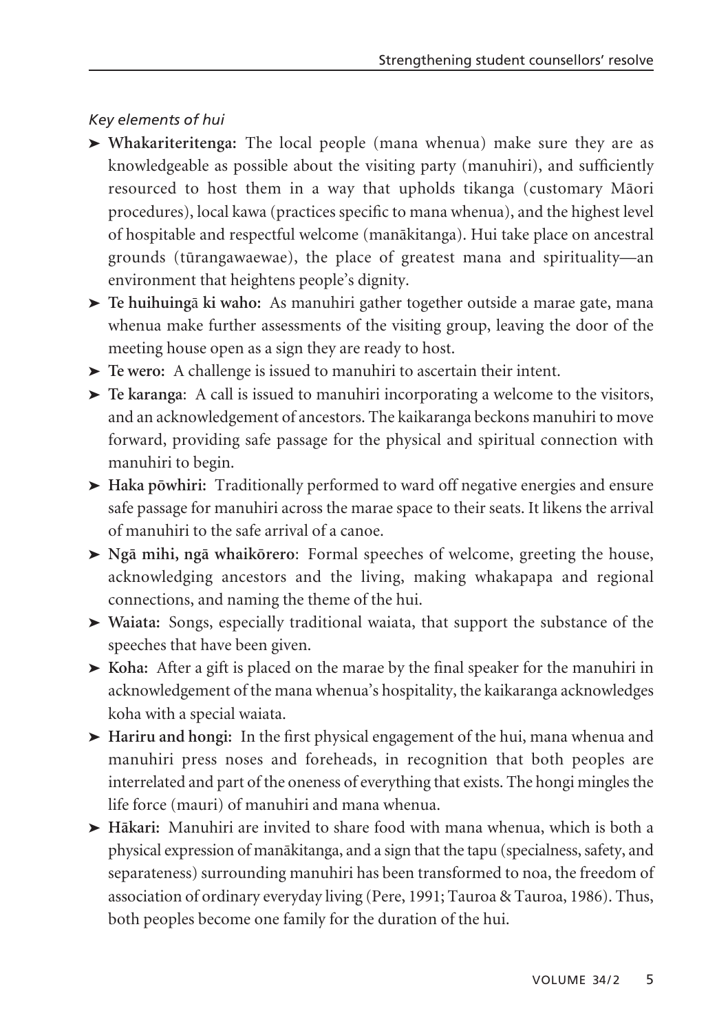*Key elements of hui*

- **Whakariteritenga:** The local people (mana whenua) make sure they are as knowledgeable as possible about the visiting party (manuhiri), and sufficiently resourced to host them in a way that upholds tikanga (customary Māori procedures), local kawa (practices specific to mana whenua), and the highest level of hospitable and respectful welcome (manākitanga). Hui take place on ancestral grounds (tūrangawaewae), the place of greatest mana and spirituality—an environment that heightens people's dignity.
- **Te huihuingā ki waho:** As manuhiri gather together outside a marae gate, mana whenua make further assessments of the visiting group, leaving the door of the meeting house open as a sign they are ready to host.
- **Te wero:** A challenge is issued to manuhiri to ascertain their intent.
- **Te karanga**: A call is issued to manuhiri incorporating a welcome to the visitors, and an acknowledgement of ancestors. The kaikaranga beckons manuhiri to move forward, providing safe passage for the physical and spiritual connection with manuhiri to begin.
- **Haka pōwhiri:** Traditionally performed to ward off negative energies and ensure safe passage for manuhiri across the marae space to their seats. It likens the arrival of manuhiri to the safe arrival of a canoe.
- **Ngā mihi, ngā whaikōrero**: Formal speeches of welcome, greeting the house, acknowledging ancestors and the living, making whakapapa and regional connections, and naming the theme of the hui.
- **Waiata:** Songs, especially traditional waiata, that support the substance of the speeches that have been given.
- **Koha:** After a gift is placed on the marae by the final speaker for the manuhiri in acknowledgement of the mana whenua's hospitality, the kaikaranga acknowledges koha with a special waiata.
- **Hariru and hongi:** In the first physical engagement of the hui, mana whenua and manuhiri press noses and foreheads, in recognition that both peoples are interrelated and part of the oneness of everything that exists. The hongi mingles the life force (mauri) of manuhiri and mana whenua.
- **Hākari:** Manuhiri are invited to share food with mana whenua, which is both a physical expression of manākitanga, and a sign that the tapu (specialness, safety, and separateness) surrounding manuhiri has been transformed to noa, the freedom of association of ordinary everyday living (Pere, 1991; Tauroa & Tauroa, 1986). Thus, both peoples become one family for the duration of the hui.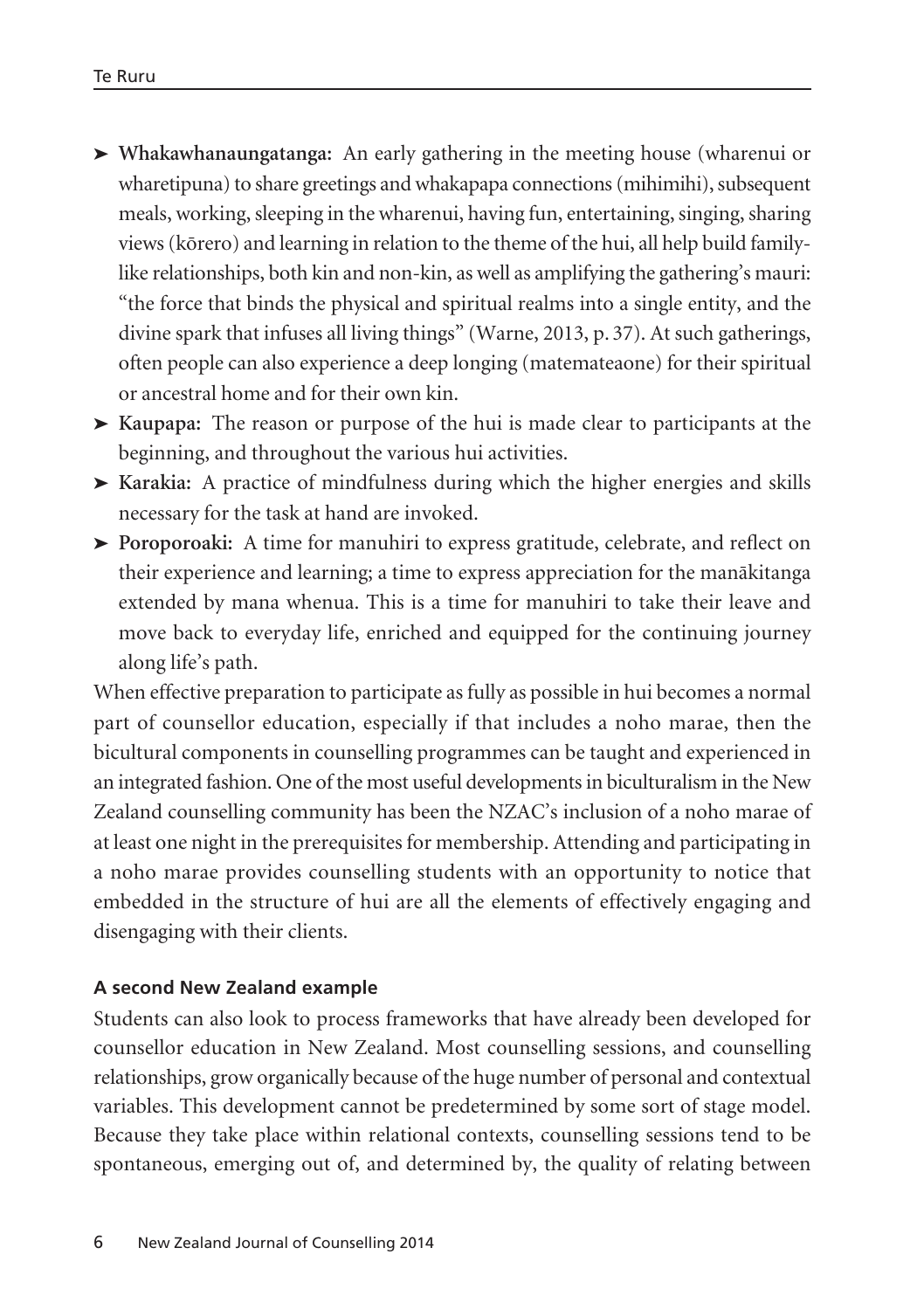- **Whakawhanaungatanga:** An early gathering in the meeting house (wharenui or wharetipuna) to share greetings and whakapapa connections (mihimihi), subsequent meals, working, sleeping in the wharenui, having fun, entertaining, singing, sharing views (kōrero) and learning in relation to the theme of the hui, all help build family-like relationships, both kin and non-kin, as well as amplifying the gathering's mauri: "the force that binds the physical and spiritual realms into a single entity, and the divine spark that infuses all living things" (Warne, 2013, p. 37). At such gatherings, often people can also experience a deep longing (matemateaone) for their spiritual or ancestral home and for their own kin.
- **Kaupapa:** The reason or purpose of the hui is made clear to participants at the beginning, and throughout the various hui activities.
- **Karakia:** A practice of mindfulness during which the higher energies and skills necessary for the task at hand are invoked.
- **Poroporoaki:** A time for manuhiri to express gratitude, celebrate, and reflect on their experience and learning; a time to express appreciation for the manākitanga extended by mana whenua. This is a time for manuhiri to take their leave and move back to everyday life, enriched and equipped for the continuing journey along life's path.

When effective preparation to participate as fully as possible in hui becomes a normal part of counsellor education, especially if that includes a noho marae, then the bicultural components in counselling programmes can be taught and experienced in an integrated fashion. One of the most useful developments in biculturalism in the New Zealand counselling community has been the NZAC's inclusion of a noho marae of at least one night in the prerequisites for membership. Attending and participating in a noho marae provides counselling students with an opportunity to notice that embedded in the structure of hui are all the elements of effectively engaging and disengaging with their clients.

### A second New Zealand example

Students can also look to process frameworks that have already been developed for counsellor education in New Zealand. Most counselling sessions, and counselling relationships, grow organically because of the huge number of personal and contextual variables. This development cannot be predetermined by some sort of stage model. Because they take place within relational contexts, counselling sessions tend to be spontaneous, emerging out of, and determined by, the quality of relating between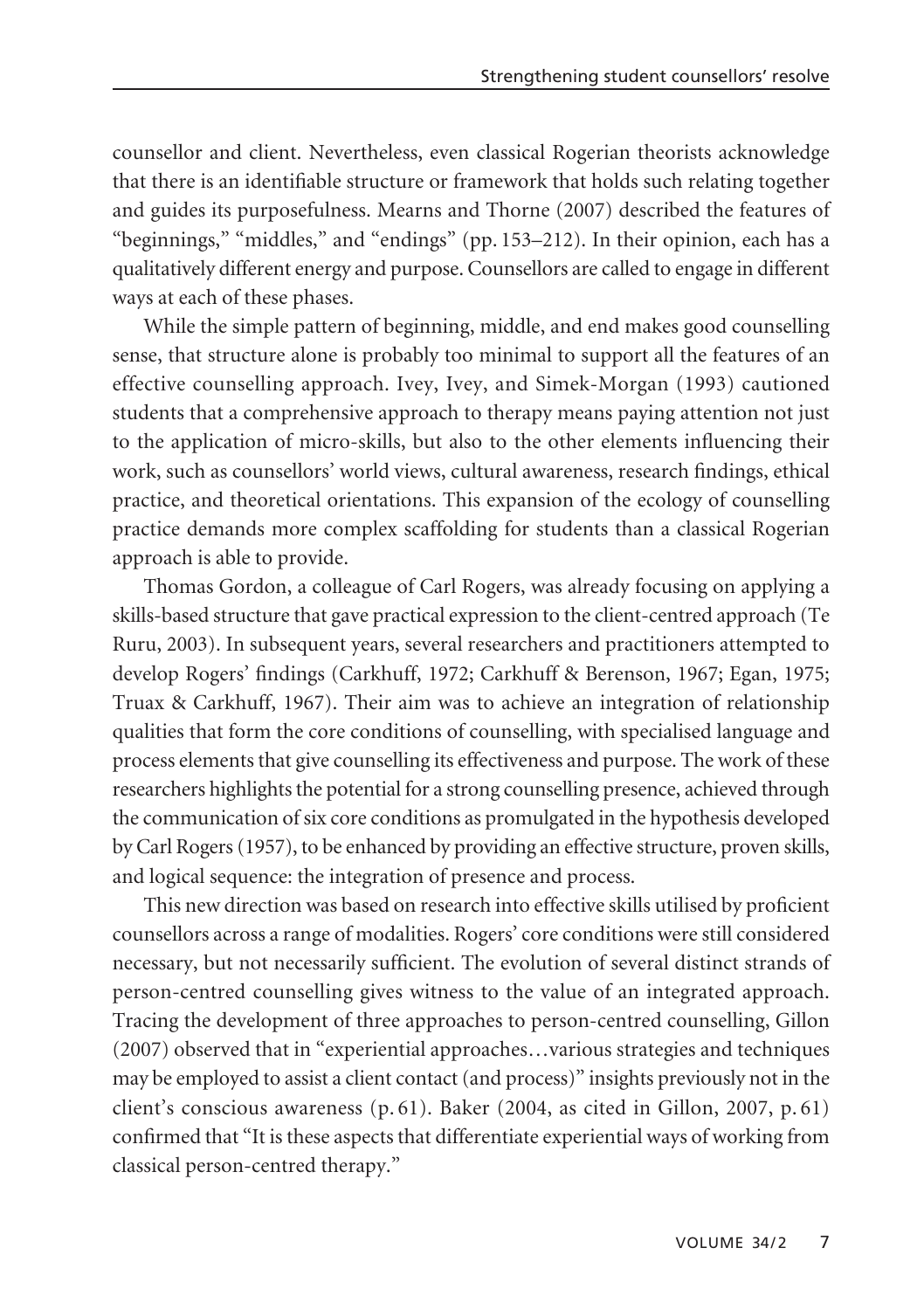counsellor and client. Nevertheless, even classical Rogerian theorists acknowledge that there is an identifiable structure or framework that holds such relating together and guides its purposefulness. Mearns and Thorne (2007) described the features of "beginnings," "middles," and "endings" (pp. 153–212). In their opinion, each has a qualitatively different energy and purpose. Counsellors are called to engage in different ways at each of these phases.

While the simple pattern of beginning, middle, and end makes good counselling sense, that structure alone is probably too minimal to support all the features of an effective counselling approach. Ivey, Ivey, and Simek-Morgan (1993) cautioned students that a comprehensive approach to therapy means paying attention not just to the application of micro-skills, but also to the other elements influencing their work, such as counsellors' world views, cultural awareness, research findings, ethical practice, and theoretical orientations. This expansion of the ecology of counselling practice demands more complex scaffolding for students than a classical Rogerian approach is able to provide.

Thomas Gordon, a colleague of Carl Rogers, was already focusing on applying a skills-based structure that gave practical expression to the client-centred approach (Te Ruru, 2003). In subsequent years, several researchers and practitioners attempted to develop Rogers' findings (Carkhuff, 1972; Carkhuff & Berenson, 1967; Egan, 1975; Truax & Carkhuff, 1967). Their aim was to achieve an integration of relationship qualities that form the core conditions of counselling, with specialised language and process elements that give counselling its effectiveness and purpose. The work of these researchers highlights the potential for a strong counselling presence, achieved through the communication of six core conditions as promulgated in the hypothesis developed by Carl Rogers (1957), to be enhanced by providing an effective structure, proven skills, and logical sequence: the integration of presence and process.

This new direction was based on research into effective skills utilised by proficient counsellors across a range of modalities. Rogers' core conditions were still considered necessary, but not necessarily sufficient. The evolution of several distinct strands of person-centred counselling gives witness to the value of an integrated approach. Tracing the development of three approaches to person-centred counselling, Gillon (2007) observed that in "experiential approaches…various strategies and techniques may be employed to assist a client contact (and process)" insights previously not in the client's conscious awareness (p. 61). Baker (2004, as cited in Gillon, 2007, p. 61) confirmed that "It is these aspects that differentiate experiential ways of working from classical person-centred therapy."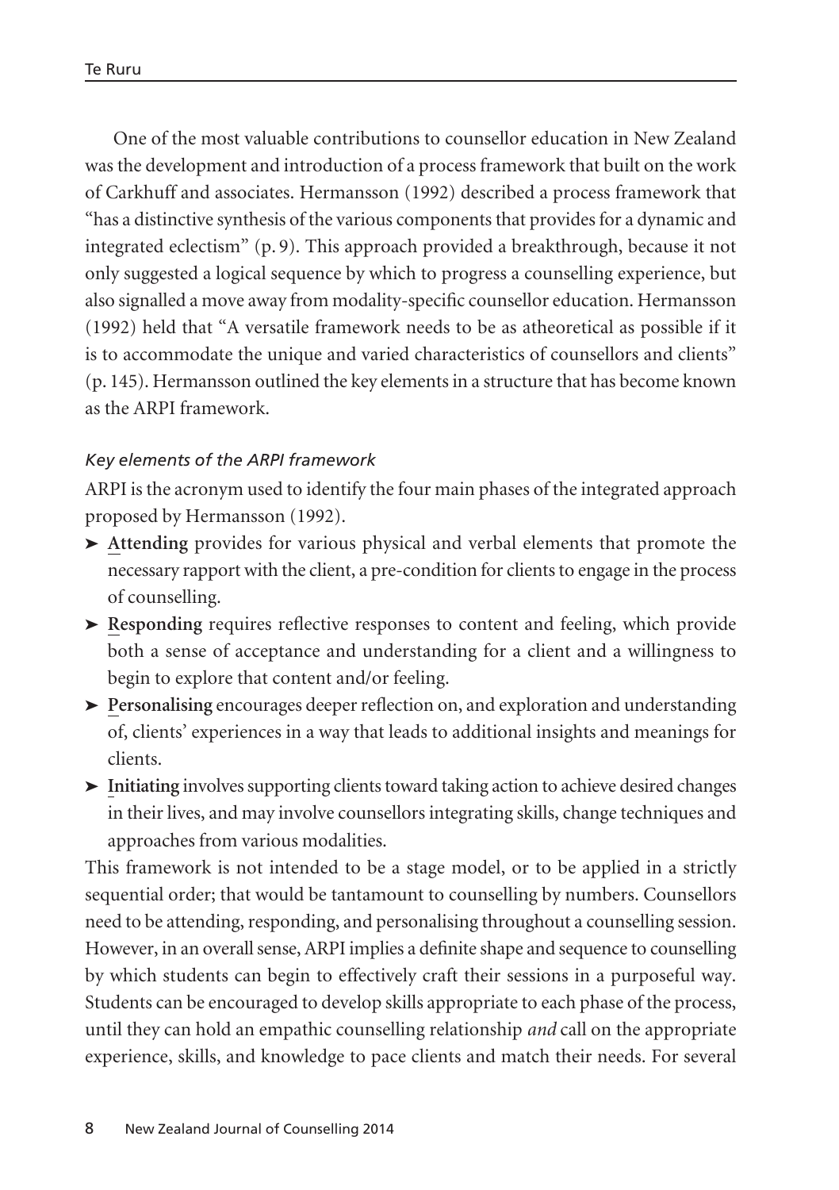One of the most valuable contributions to counsellor education in New Zealand was the development and introduction of a process framework that built on the work of Carkhuff and associates. Hermansson (1992) described a process framework that "has a distinctive synthesis of the various components that provides for a dynamic and integrated eclectism" (p. 9). This approach provided a breakthrough, because it not only suggested a logical sequence by which to progress a counselling experience, but also signalled a move away from modality-specific counsellor education. Hermansson (1992) held that "A versatile framework needs to be as atheoretical as possible if it is to accommodate the unique and varied characteristics of counsellors and clients" (p. 145). Hermansson outlined the key elements in a structure that has become known as the ARPI framework.

### *Key elements of the ARPI framework*

ARPI is the acronym used to identify the four main phases of the integrated approach proposed by Hermansson (1992).

- **Attending** provides for various physical and verbal elements that promote the necessary rapport with the client, a pre-condition for clients to engage in the process of counselling.
- **Responding** requires reflective responses to content and feeling, which provide both a sense of acceptance and understanding for a client and a willingness to begin to explore that content and/or feeling.
- **Personalising** encourages deeper reflection on, and exploration and understanding of, clients' experiences in a way that leads to additional insights and meanings for clients.
- **Initiating** involves supporting clients toward taking action to achieve desired changes in their lives, and may involve counsellors integrating skills, change techniques and approaches from various modalities.

This framework is not intended to be a stage model, or to be applied in a strictly sequential order; that would be tantamount to counselling by numbers. Counsellors need to be attending, responding, and personalising throughout a counselling session. However, in an overall sense, ARPI implies a definite shape and sequence to counselling by which students can begin to effectively craft their sessions in a purposeful way. Students can be encouraged to develop skills appropriate to each phase of the process, until they can hold an empathic counselling relationship *and* call on the appropriate experience, skills, and knowledge to pace clients and match their needs. For several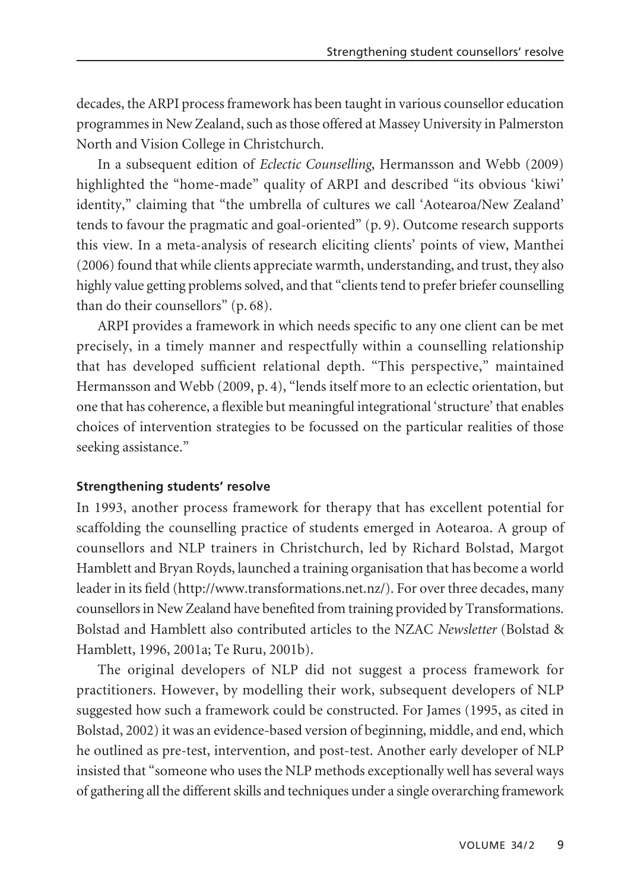decades, the ARPI process framework has been taught in various counsellor education programmes in New Zealand, such as those offered at Massey University in Palmerston North and Vision College in Christchurch.

In a subsequent edition of *Eclectic Counselling*, Hermansson and Webb (2009) highlighted the "home-made" quality of ARPI and described "its obvious 'kiwi' identity," claiming that "the umbrella of cultures we call 'Aotearoa/New Zealand' tends to favour the pragmatic and goal-oriented" (p. 9). Outcome research supports this view. In a meta-analysis of research eliciting clients' points of view, Manthei (2006) found that while clients appreciate warmth, understanding, and trust, they also highly value getting problems solved, and that "clients tend to prefer briefer counselling than do their counsellors" (p. 68).

ARPI provides a framework in which needs specific to any one client can be met precisely, in a timely manner and respectfully within a counselling relationship that has developed sufficient relational depth. "This perspective," maintained Hermansson and Webb (2009, p. 4), "lends itself more to an eclectic orientation, but one that has coherence, a flexible but meaningful integrational 'structure' that enables choices of intervention strategies to be focussed on the particular realities of those seeking assistance."

### Strengthening students' resolve

In 1993, another process framework for therapy that has excellent potential for scaffolding the counselling practice of students emerged in Aotearoa. A group of counsellors and NLP trainers in Christchurch, led by Richard Bolstad, Margot Hamblett and Bryan Royds, launched a training organisation that has become a world leader in its field (http://www.transformations.net.nz/). For over three decades, many counsellors in New Zealand have benefited from training provided by Transformations. Bolstad and Hamblett also contributed articles to the NZAC *Newsletter* (Bolstad & Hamblett, 1996, 2001a; Te Ruru, 2001b).

The original developers of NLP did not suggest a process framework for practitioners. However, by modelling their work, subsequent developers of NLP suggested how such a framework could be constructed. For James (1995, as cited in Bolstad, 2002) it was an evidence-based version of beginning, middle, and end, which he outlined as pre-test, intervention, and post-test. Another early developer of NLP insisted that "someone who uses the NLP methods exceptionally well has several ways of gathering all the different skills and techniques under a single overarching framework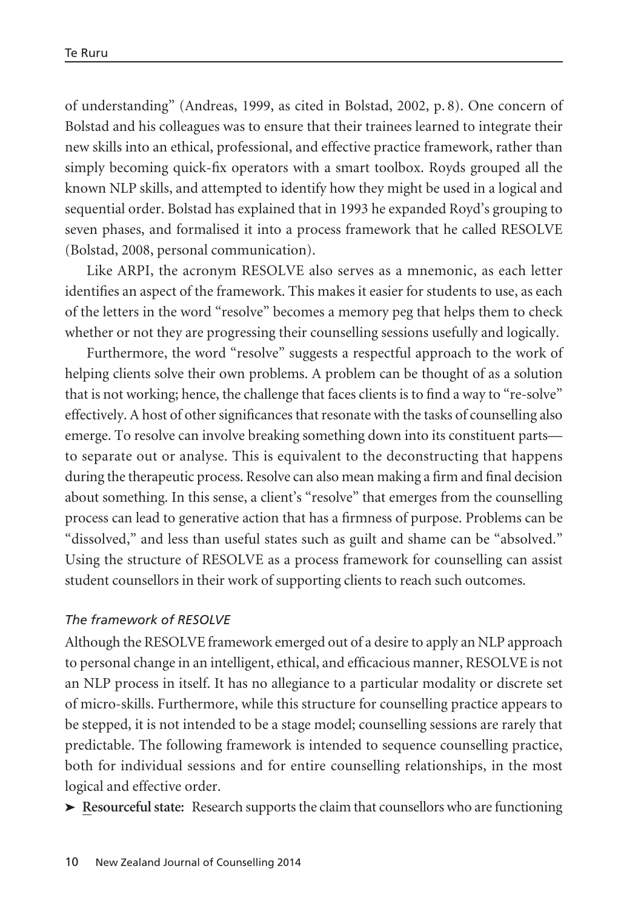of understanding" (Andreas, 1999, as cited in Bolstad, 2002, p. 8). One concern of Bolstad and his colleagues was to ensure that their trainees learned to integrate their new skills into an ethical, professional, and effective practice framework, rather than simply becoming quick-fix operators with a smart toolbox. Royds grouped all the known NLP skills, and attempted to identify how they might be used in a logical and sequential order. Bolstad has explained that in 1993 he expanded Royd's grouping to seven phases, and formalised it into a process framework that he called RESOLVE (Bolstad, 2008, personal communication).

Like ARPI, the acronym RESOLVE also serves as a mnemonic, as each letter identifies an aspect of the framework. This makes it easier for students to use, as each of the letters in the word "resolve" becomes a memory peg that helps them to check whether or not they are progressing their counselling sessions usefully and logically.

Furthermore, the word "resolve" suggests a respectful approach to the work of helping clients solve their own problems. A problem can be thought of as a solution that is not working; hence, the challenge that faces clients is to find a way to "re-solve" effectively. A host of other significances that resonate with the tasks of counselling also emerge. To resolve can involve breaking something down into its constituent parts—to separate out or analyse. This is equivalent to the deconstructing that happens during the therapeutic process. Resolve can also mean making a firm and final decision about something. In this sense, a client's "resolve" that emerges from the counselling process can lead to generative action that has a firmness of purpose. Problems can be "dissolved," and less than useful states such as guilt and shame can be "absolved." Using the structure of RESOLVE as a process framework for counselling can assist student counsellors in their work of supporting clients to reach such outcomes.

### *The framework of RESOLVE*

Although the RESOLVE framework emerged out of a desire to apply an NLP approach to personal change in an intelligent, ethical, and efficacious manner, RESOLVE is not an NLP process in itself. It has no allegiance to a particular modality or discrete set of micro-skills. Furthermore, while this structure for counselling practice appears to be stepped, it is not intended to be a stage model; counselling sessions are rarely that predictable. The following framework is intended to sequence counselling practice, both for individual sessions and for entire counselling relationships, in the most logical and effective order.

- **Resourceful state:** Research supports the claim that counsellors who are functioning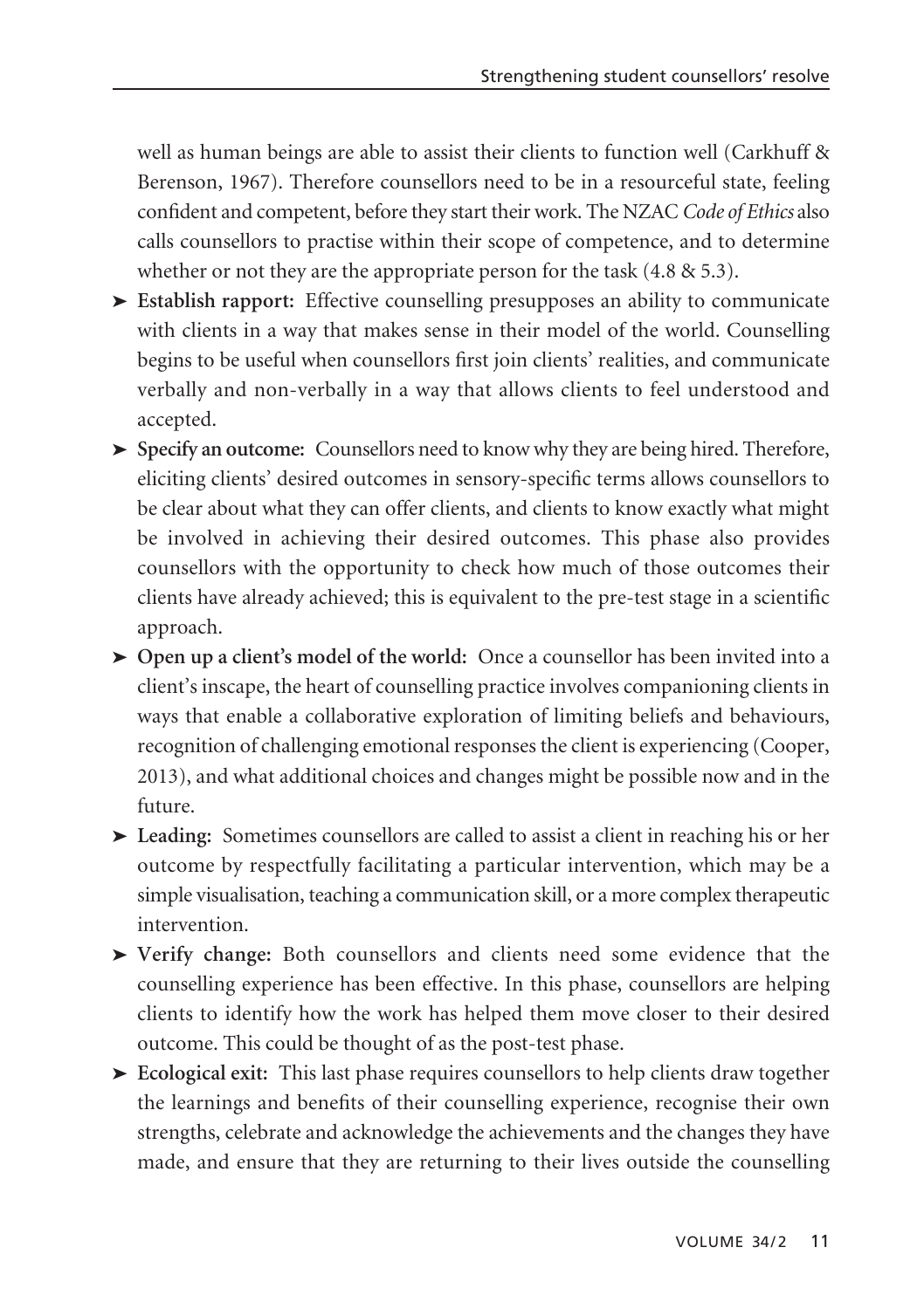well as human beings are able to assist their clients to function well (Carkhuff & Berenson, 1967). Therefore counsellors need to be in a resourceful state, feeling confident and competent, before they start their work. The NZAC *Code of Ethics* also calls counsellors to practise within their scope of competence, and to determine whether or not they are the appropriate person for the task (4.8 & 5.3).

- **Establish rapport:** Effective counselling presupposes an ability to communicate with clients in a way that makes sense in their model of the world. Counselling begins to be useful when counsellors first join clients' realities, and communicate verbally and non-verbally in a way that allows clients to feel understood and accepted.
- **Specify an outcome:** Counsellors need to know why they are being hired. Therefore, eliciting clients' desired outcomes in sensory-specific terms allows counsellors to be clear about what they can offer clients, and clients to know exactly what might be involved in achieving their desired outcomes. This phase also provides counsellors with the opportunity to check how much of those outcomes their clients have already achieved; this is equivalent to the pre-test stage in a scientific approach.
- **Open up a client's model of the world:** Once a counsellor has been invited into a client's inscape, the heart of counselling practice involves companioning clients in ways that enable a collaborative exploration of limiting beliefs and behaviours, recognition of challenging emotional responses the client is experiencing (Cooper, 2013), and what additional choices and changes might be possible now and in the future.
- **Leading:** Sometimes counsellors are called to assist a client in reaching his or her outcome by respectfully facilitating a particular intervention, which may be a simple visualisation, teaching a communication skill, or a more complex therapeutic intervention.
- **Verify change:** Both counsellors and clients need some evidence that the counselling experience has been effective. In this phase, counsellors are helping clients to identify how the work has helped them move closer to their desired outcome. This could be thought of as the post-test phase.
- **Ecological exit:** This last phase requires counsellors to help clients draw together the learnings and benefits of their counselling experience, recognise their own strengths, celebrate and acknowledge the achievements and the changes they have made, and ensure that they are returning to their lives outside the counselling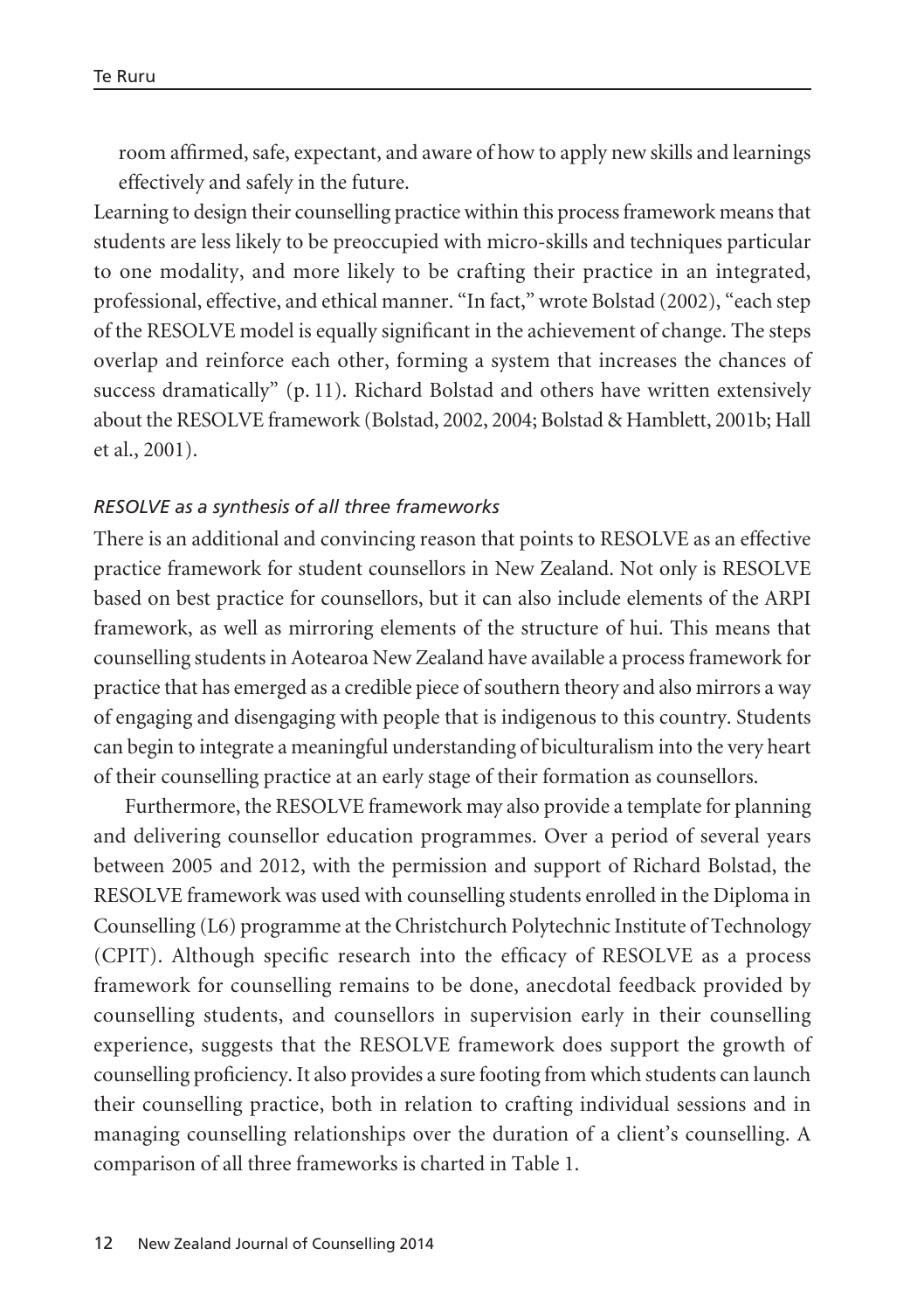room affirmed, safe, expectant, and aware of how to apply new skills and learnings effectively and safely in the future.

Learning to design their counselling practice within this process framework means that students are less likely to be preoccupied with micro-skills and techniques particular to one modality, and more likely to be crafting their practice in an integrated, professional, effective, and ethical manner. "In fact," wrote Bolstad (2002), "each step of the RESOLVE model is equally significant in the achievement of change. The steps overlap and reinforce each other, forming a system that increases the chances of success dramatically" (p. 11). Richard Bolstad and others have written extensively about the RESOLVE framework (Bolstad, 2002, 2004; Bolstad & Hamblett, 2001b; Hall et al., 2001).

### *RESOLVE as a synthesis of all three frameworks*

There is an additional and convincing reason that points to RESOLVE as an effective practice framework for student counsellors in New Zealand. Not only is RESOLVE based on best practice for counsellors, but it can also include elements of the ARPI framework, as well as mirroring elements of the structure of hui. This means that counselling students in Aotearoa New Zealand have available a process framework for practice that has emerged as a credible piece of southern theory and also mirrors a way of engaging and disengaging with people that is indigenous to this country. Students can begin to integrate a meaningful understanding of biculturalism into the very heart of their counselling practice at an early stage of their formation as counsellors.

Furthermore, the RESOLVE framework may also provide a template for planning and delivering counsellor education programmes. Over a period of several years between 2005 and 2012, with the permission and support of Richard Bolstad, the RESOLVE framework was used with counselling students enrolled in the Diploma in Counselling (L6) programme at the Christchurch Polytechnic Institute of Technology (CPIT). Although specific research into the efficacy of RESOLVE as a process framework for counselling remains to be done, anecdotal feedback provided by counselling students, and counsellors in supervision early in their counselling experience, suggests that the RESOLVE framework does support the growth of counselling proficiency. It also provides a sure footing from which students can launch their counselling practice, both in relation to crafting individual sessions and in managing counselling relationships over the duration of a client's counselling. A comparison of all three frameworks is charted in Table 1.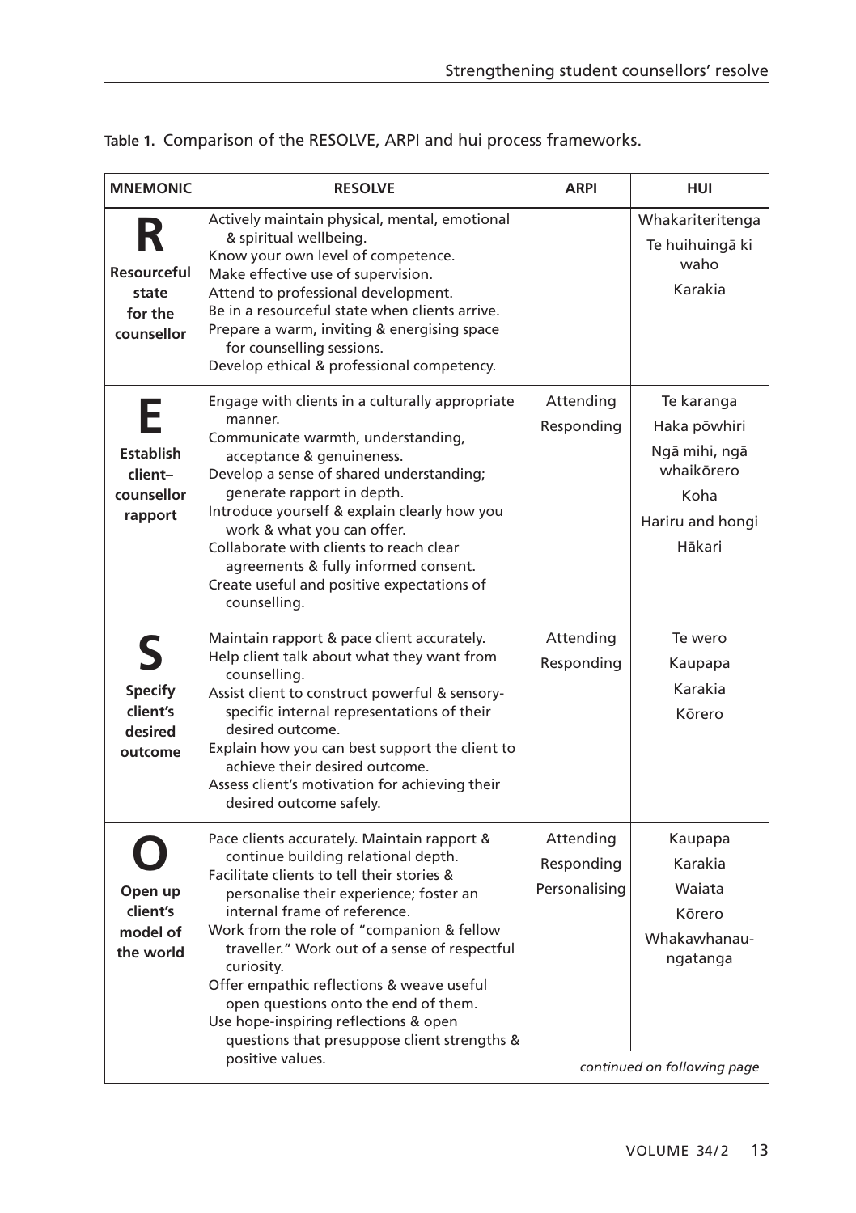**Table 1.** Comparison of the RESOLVE, ARPI and hui process frameworks.

| MNEMONIC | RESOLVE | ARPI | HUI |
|---|---|---|---|
| **R** **Resourceful state for the counsellor** | Actively maintain physical, mental, emotional & spiritual wellbeing.<br>Know your own level of competence.<br>Make effective use of supervision.<br>Attend to professional development.<br>Be in a resourceful state when clients arrive.<br>Prepare a warm, inviting & energising space for counselling sessions.<br>Develop ethical & professional competency. | | Whakariteritenga<br>Te huihuingā ki waho<br>Karakia |
| **E** **Establish client–counsellor rapport** | Engage with clients in a culturally appropriate manner.<br>Communicate warmth, understanding, acceptance & genuineness.<br>Develop a sense of shared understanding; generate rapport in depth.<br>Introduce yourself & explain clearly how you work & what you can offer.<br>Collaborate with clients to reach clear agreements & fully informed consent.<br>Create useful and positive expectations of counselling. | Attending<br>Responding | Te karanga<br>Haka pōwhiri<br>Ngā mihi, ngā whaikōrero<br>Koha<br>Hariru and hongi<br>Hākari |
| **S** **Specify client's desired outcome** | Maintain rapport & pace client accurately.<br>Help client talk about what they want from counselling.<br>Assist client to construct powerful & sensory-specific internal representations of their desired outcome.<br>Explain how you can best support the client to achieve their desired outcome.<br>Assess client's motivation for achieving their desired outcome safely. | Attending<br>Responding | Te wero<br>Kaupapa<br>Karakia<br>Kōrero |
| **O** **Open up client's model of the world** | Pace clients accurately. Maintain rapport & continue building relational depth.<br>Facilitate clients to tell their stories & personalise their experience; foster an internal frame of reference.<br>Work from the role of "companion & fellow traveller." Work out of a sense of respectful curiosity.<br>Offer empathic reflections & weave useful open questions onto the end of them.<br>Use hope-inspiring reflections & open questions that presuppose client strengths & positive values. | Attending<br>Responding<br>Personalising | Kaupapa<br>Karakia<br>Waiata<br>Kōrero<br>Whakawhanaungatanga |

*continued on following page*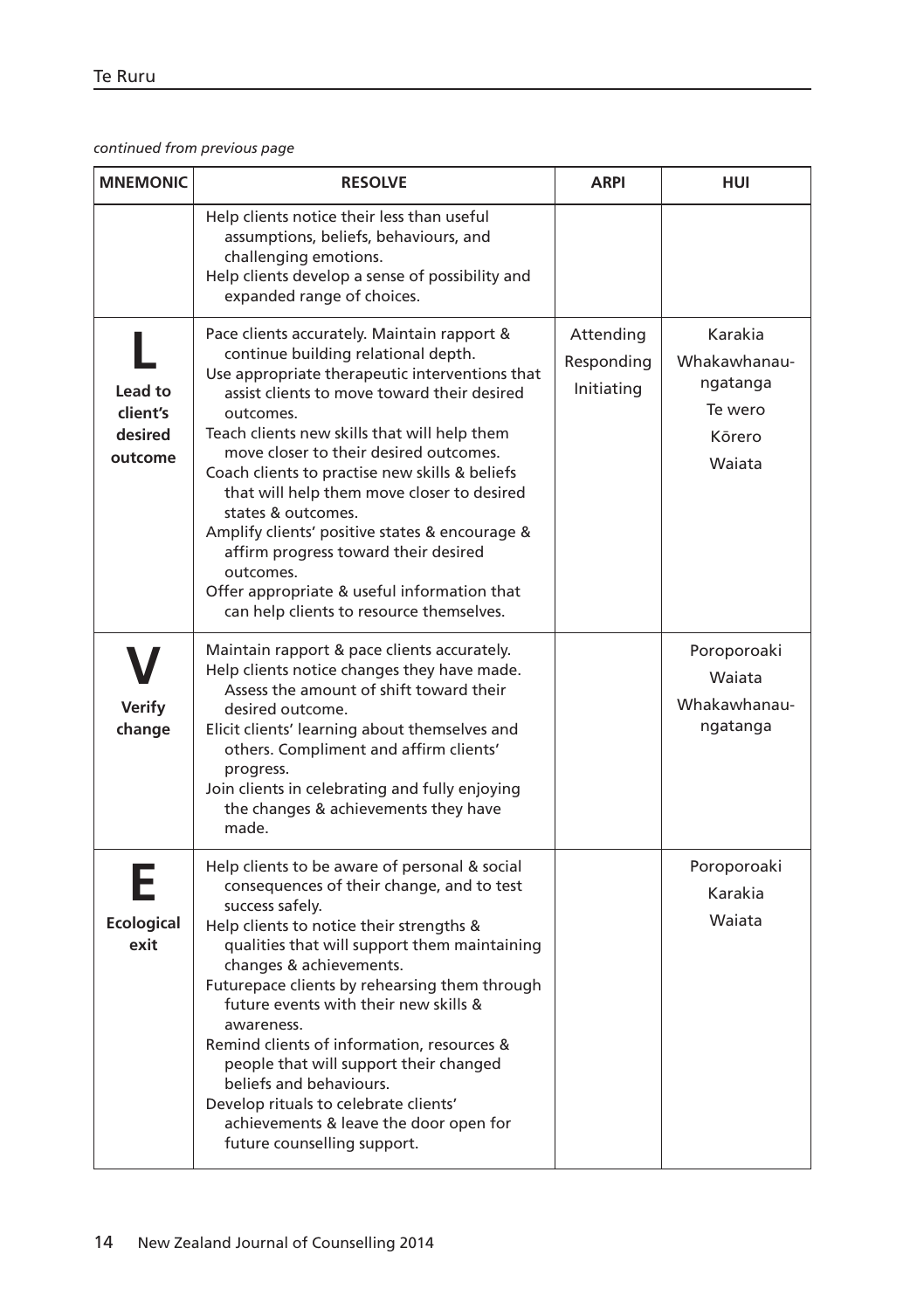*continued from previous page*

| MNEMONIC | RESOLVE | ARPI | HUI |
|---|---|---|---|
| | Help clients notice their less than useful assumptions, beliefs, behaviours, and challenging emotions.<br>Help clients develop a sense of possibility and expanded range of choices. | | |
| **L**<br>**Lead to client's desired outcome** | Pace clients accurately. Maintain rapport & continue building relational depth.<br>Use appropriate therapeutic interventions that assist clients to move toward their desired outcomes.<br>Teach clients new skills that will help them move closer to their desired outcomes.<br>Coach clients to practise new skills & beliefs that will help them move closer to desired states & outcomes.<br>Amplify clients' positive states & encourage & affirm progress toward their desired outcomes.<br>Offer appropriate & useful information that can help clients to resource themselves. | Attending<br>Responding<br>Initiating | Karakia<br>Whakawhanaungatanga<br>Te wero<br>Kōrero<br>Waiata |
| **V**<br>**Verify change** | Maintain rapport & pace clients accurately.<br>Help clients notice changes they have made. Assess the amount of shift toward their desired outcome.<br>Elicit clients' learning about themselves and others. Compliment and affirm clients' progress.<br>Join clients in celebrating and fully enjoying the changes & achievements they have made. | | Poroporoaki<br>Waiata<br>Whakawhanaungatanga |
| **E**<br>**Ecological exit** | Help clients to be aware of personal & social consequences of their change, and to test success safely.<br>Help clients to notice their strengths & qualities that will support them maintaining changes & achievements.<br>Futurepace clients by rehearsing them through future events with their new skills & awareness.<br>Remind clients of information, resources & people that will support their changed beliefs and behaviours.<br>Develop rituals to celebrate clients' achievements & leave the door open for future counselling support. | | Poroporoaki<br>Karakia<br>Waiata |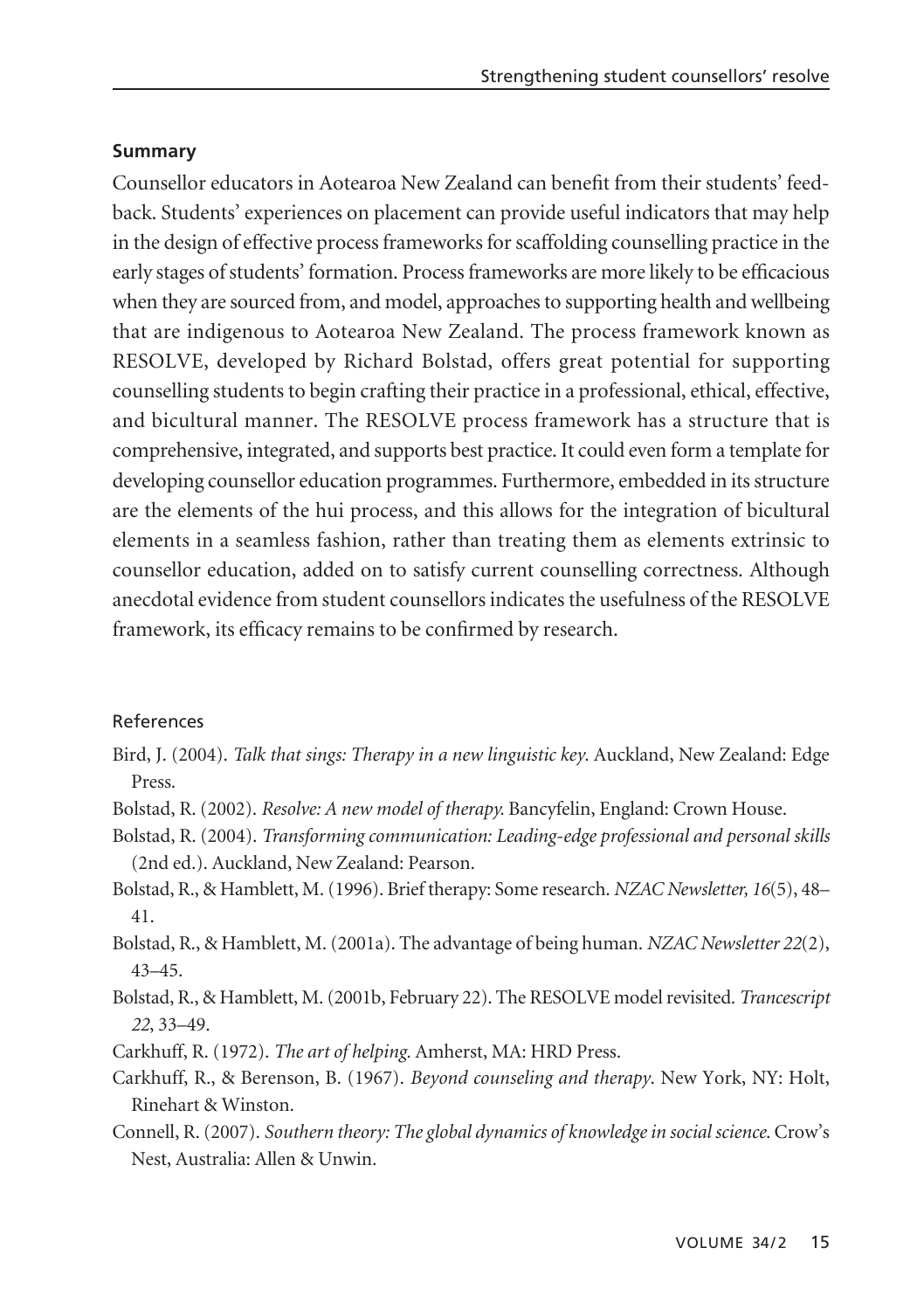### Summary

Counsellor educators in Aotearoa New Zealand can benefit from their students' feedback. Students' experiences on placement can provide useful indicators that may help in the design of effective process frameworks for scaffolding counselling practice in the early stages of students' formation. Process frameworks are more likely to be efficacious when they are sourced from, and model, approaches to supporting health and wellbeing that are indigenous to Aotearoa New Zealand. The process framework known as RESOLVE, developed by Richard Bolstad, offers great potential for supporting counselling students to begin crafting their practice in a professional, ethical, effective, and bicultural manner. The RESOLVE process framework has a structure that is comprehensive, integrated, and supports best practice. It could even form a template for developing counsellor education programmes. Furthermore, embedded in its structure are the elements of the hui process, and this allows for the integration of bicultural elements in a seamless fashion, rather than treating them as elements extrinsic to counsellor education, added on to satisfy current counselling correctness. Although anecdotal evidence from student counsellors indicates the usefulness of the RESOLVE framework, its efficacy remains to be confirmed by research.

### References

Bird, J. (2004). *Talk that sings: Therapy in a new linguistic key*. Auckland, New Zealand: Edge Press.

Bolstad, R. (2002). *Resolve: A new model of therapy.* Bancyfelin, England: Crown House.

Bolstad, R. (2004). *Transforming communication: Leading-edge professional and personal skills* (2nd ed.). Auckland, New Zealand: Pearson.

Bolstad, R., & Hamblett, M. (1996). Brief therapy: Some research. *NZAC Newsletter, 16*(5), 48–41.

Bolstad, R., & Hamblett, M. (2001a). The advantage of being human. *NZAC Newsletter 22*(2), 43–45.

Bolstad, R., & Hamblett, M. (2001b, February 22). The RESOLVE model revisited. *Trancescript 22*, 33–49.

Carkhuff, R. (1972). *The art of helping.* Amherst, MA: HRD Press.

Carkhuff, R., & Berenson, B. (1967). *Beyond counseling and therapy*. New York, NY: Holt, Rinehart & Winston.

Connell, R. (2007). *Southern theory: The global dynamics of knowledge in social science.* Crow's Nest, Australia: Allen & Unwin.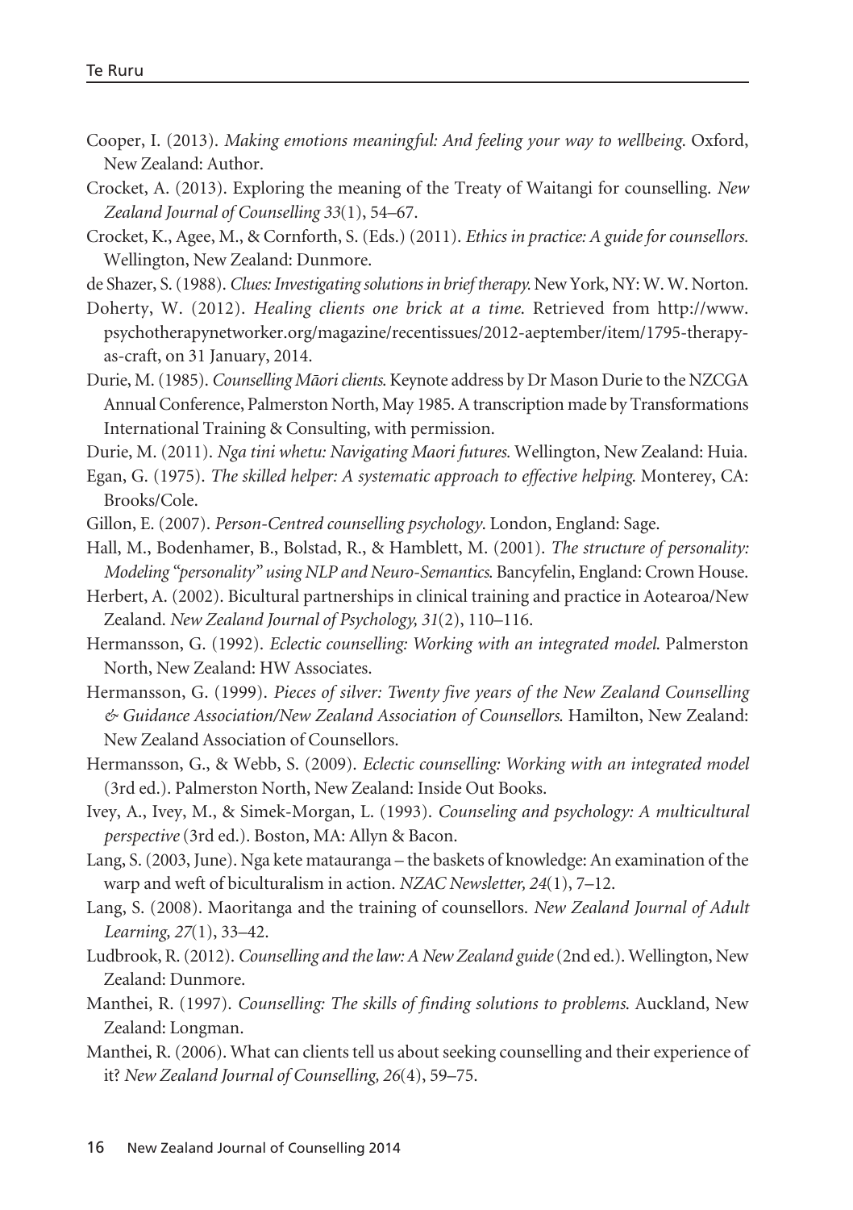Cooper, I. (2013). *Making emotions meaningful: And feeling your way to wellbeing.* Oxford, New Zealand: Author.

Crocket, A. (2013). Exploring the meaning of the Treaty of Waitangi for counselling. *New Zealand Journal of Counselling 33*(1), 54–67.

Crocket, K., Agee, M., & Cornforth, S. (Eds.) (2011). *Ethics in practice: A guide for counsellors.* Wellington, New Zealand: Dunmore.

de Shazer, S. (1988). *Clues: Investigating solutions in brief therapy.* New York, NY: W. W. Norton.

Doherty, W. (2012). *Healing clients one brick at a time.* Retrieved from http://www.psychotherapynetworker.org/magazine/recentissues/2012-aeptember/item/1795-therapy-as-craft, on 31 January, 2014.

Durie, M. (1985). *Counselling Māori clients.* Keynote address by Dr Mason Durie to the NZCGA Annual Conference, Palmerston North, May 1985. A transcription made by Transformations International Training & Consulting, with permission.

Durie, M. (2011). *Nga tini whetu: Navigating Maori futures.* Wellington, New Zealand: Huia.

Egan, G. (1975). *The skilled helper: A systematic approach to effective helping.* Monterey, CA: Brooks/Cole.

Gillon, E. (2007). *Person-Centred counselling psychology*. London, England: Sage.

Hall, M., Bodenhamer, B., Bolstad, R., & Hamblett, M. (2001). *The structure of personality: Modeling "personality" using NLP and Neuro-Semantics.* Bancyfelin, England: Crown House.

Herbert, A. (2002). Bicultural partnerships in clinical training and practice in Aotearoa/New Zealand. *New Zealand Journal of Psychology, 31*(2), 110–116.

Hermansson, G. (1992). *Eclectic counselling: Working with an integrated model.* Palmerston North, New Zealand: HW Associates.

Hermansson, G. (1999). *Pieces of silver: Twenty five years of the New Zealand Counselling & Guidance Association/New Zealand Association of Counsellors.* Hamilton, New Zealand: New Zealand Association of Counsellors.

Hermansson, G., & Webb, S. (2009). *Eclectic counselling: Working with an integrated model* (3rd ed.). Palmerston North, New Zealand: Inside Out Books.

Ivey, A., Ivey, M., & Simek-Morgan, L. (1993). *Counseling and psychology: A multicultural perspective* (3rd ed.). Boston, MA: Allyn & Bacon.

Lang, S. (2003, June). Nga kete matauranga – the baskets of knowledge: An examination of the warp and weft of biculturalism in action. *NZAC Newsletter, 24*(1), 7–12.

Lang, S. (2008). Maoritanga and the training of counsellors. *New Zealand Journal of Adult Learning, 27*(1), 33–42.

Ludbrook, R. (2012). *Counselling and the law: A New Zealand guide* (2nd ed.). Wellington, New Zealand: Dunmore.

Manthei, R. (1997). *Counselling: The skills of finding solutions to problems.* Auckland, New Zealand: Longman.

Manthei, R. (2006). What can clients tell us about seeking counselling and their experience of it? *New Zealand Journal of Counselling, 26*(4), 59–75.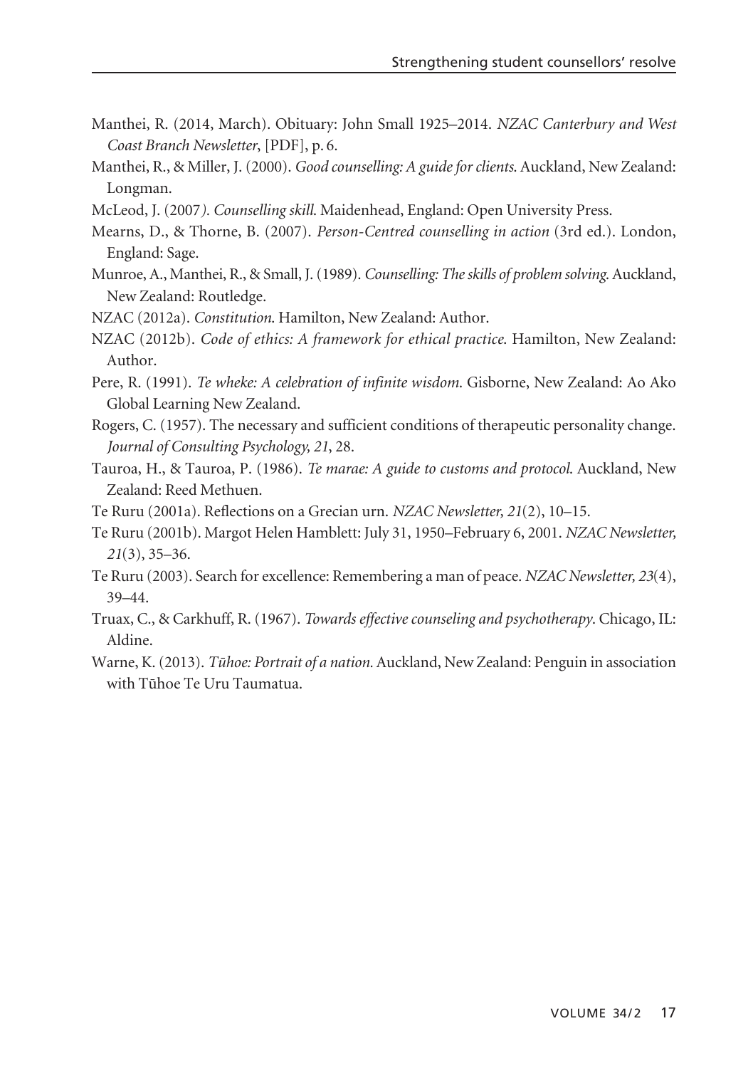Manthei, R. (2014, March). Obituary: John Small 1925–2014. *NZAC Canterbury and West Coast Branch Newsletter*, [PDF], p. 6.

Manthei, R., & Miller, J. (2000). *Good counselling: A guide for clients.* Auckland, New Zealand: Longman.

McLeod, J. (2007*). Counselling skill.* Maidenhead, England: Open University Press.

Mearns, D., & Thorne, B. (2007). *Person-Centred counselling in action* (3rd ed.). London, England: Sage.

Munroe, A., Manthei, R., & Small, J. (1989). *Counselling: The skills of problem solving.* Auckland, New Zealand: Routledge.

NZAC (2012a). *Constitution.* Hamilton, New Zealand: Author.

NZAC (2012b). *Code of ethics: A framework for ethical practice.* Hamilton, New Zealand: Author.

Pere, R. (1991). *Te wheke: A celebration of infinite wisdom.* Gisborne, New Zealand: Ao Ako Global Learning New Zealand.

Rogers, C. (1957). The necessary and sufficient conditions of therapeutic personality change. *Journal of Consulting Psychology, 21*, 28.

Tauroa, H., & Tauroa, P. (1986). *Te marae: A guide to customs and protocol.* Auckland, New Zealand: Reed Methuen.

Te Ruru (2001a). Reflections on a Grecian urn. *NZAC Newsletter, 21*(2), 10–15.

Te Ruru (2001b). Margot Helen Hamblett: July 31, 1950–February 6, 2001. *NZAC Newsletter, 21*(3), 35–36.

Te Ruru (2003). Search for excellence: Remembering a man of peace. *NZAC Newsletter, 23*(4), 39–44.

Truax, C., & Carkhuff, R. (1967). *Towards effective counseling and psychotherapy*. Chicago, IL: Aldine.

Warne, K. (2013). *Tūhoe: Portrait of a nation.* Auckland, New Zealand: Penguin in association with Tūhoe Te Uru Taumatua.